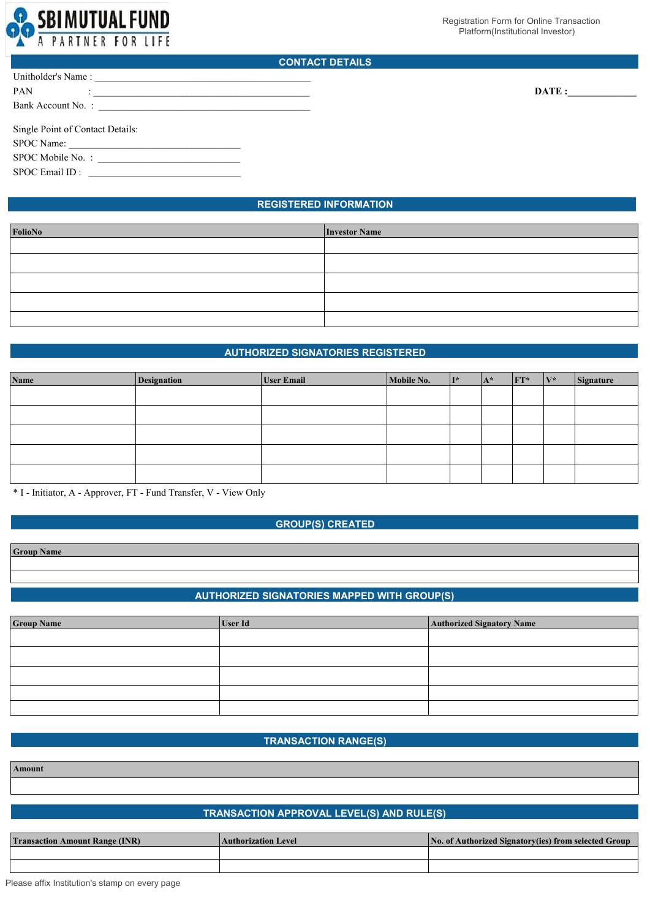SBI MUTUAL FUND
A PARTNER FOR LIFE

Registration Form for Online Transaction Platform(Institutional Investor)

## CONTACT DETAILS

Unitholder's Name : ___________________________________________

PAN : ___________________________________________

Bank Account No. : ___________________________________________

**DATE :** _____________

Single Point of Contact Details:

SPOC Name: ______________________________

SPOC Mobile No. : ______________________________

SPOC Email ID : ______________________________

## REGISTERED INFORMATION

| FolioNo | Investor Name |
|---|---|
| | |
| | |
| | |
| | |
| | |

## AUTHORIZED SIGNATORIES REGISTERED

| Name | Designation | User Email | Mobile No. | I* | A* | FT* | V* | Signature |
|---|---|---|---|---|---|---|---|---|
| | | | | | | | | |
| | | | | | | | | |
| | | | | | | | | |
| | | | | | | | | |
| | | | | | | | | |

* I - Initiator, A - Approver, FT - Fund Transfer, V - View Only

## GROUP(S) CREATED

| Group Name |
|---|
| |
| |

## AUTHORIZED SIGNATORIES MAPPED WITH GROUP(S)

| Group Name | User Id | Authorized Signatory Name |
|---|---|---|
| | | |
| | | |
| | | |
| | | |
| | | |

## TRANSACTION RANGE(S)

| Amount |
|---|
| |

## TRANSACTION APPROVAL LEVEL(S) AND RULE(S)

| Transaction Amount Range (INR) | Authorization Level | No. of Authorized Signatory(ies) from selected Group |
|---|---|---|
| | | |
| | | |

Please affix Institution's stamp on every page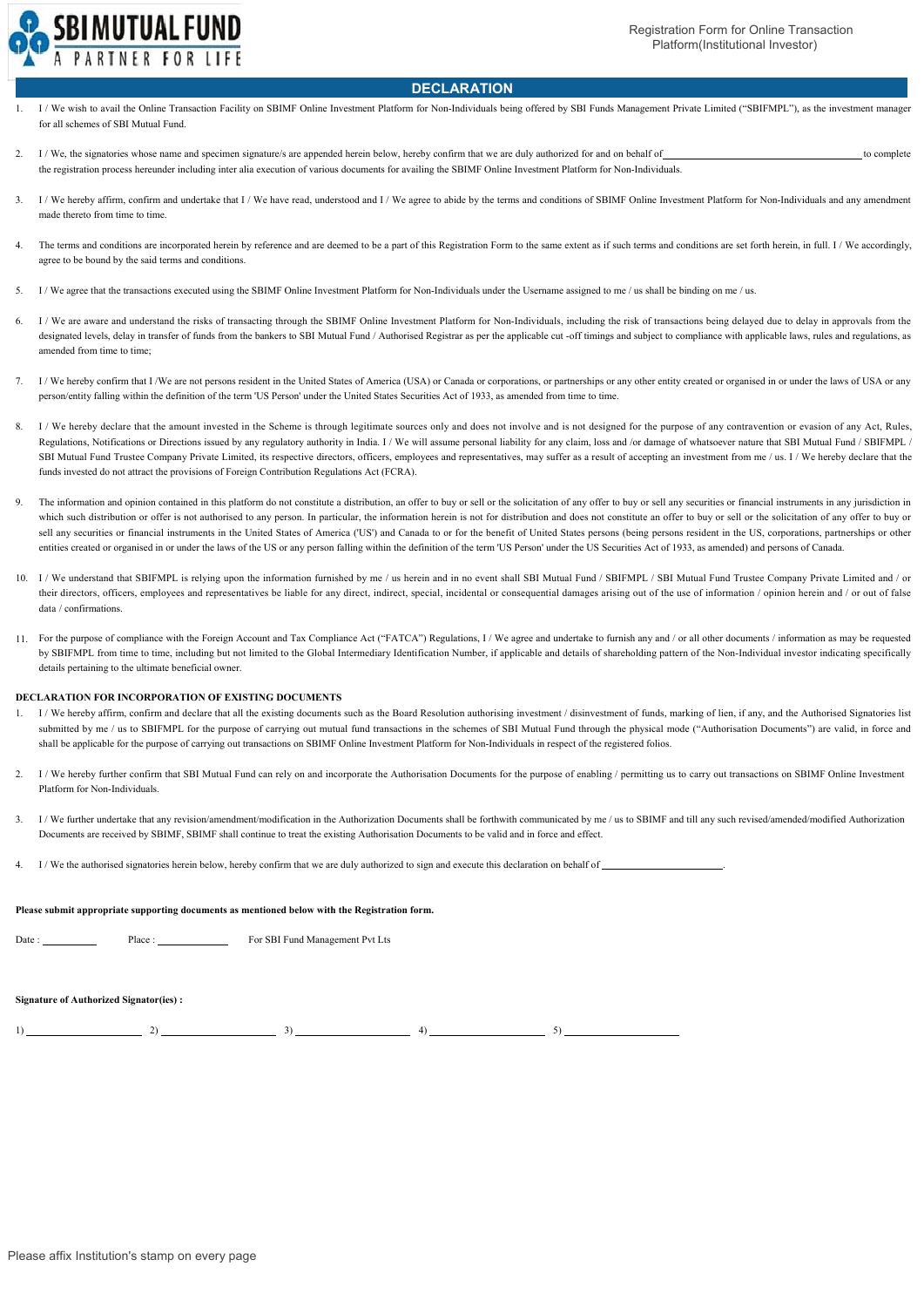## DECLARATION

1. I / We wish to avail the Online Transaction Facility on SBIMF Online Investment Platform for Non-Individuals being offered by SBI Funds Management Private Limited ("SBIFMPL"), as the investment manager for all schemes of SBI Mutual Fund.

2. I / We, the signatories whose name and specimen signature/s are appended herein below, hereby confirm that we are duly authorized for and on behalf of \_\_\_\_\_\_\_\_\_\_\_\_\_\_\_\_\_\_\_\_\_\_\_\_\_\_\_\_\_\_ to complete the registration process hereunder including inter alia execution of various documents for availing the SBIMF Online Investment Platform for Non-Individuals.

3. I / We hereby affirm, confirm and undertake that I / We have read, understood and I / We agree to abide by the terms and conditions of SBIMF Online Investment Platform for Non-Individuals and any amendment made thereto from time to time.

4. The terms and conditions are incorporated herein by reference and are deemed to be a part of this Registration Form to the same extent as if such terms and conditions are set forth herein, in full. I / We accordingly, agree to be bound by the said terms and conditions.

5. I / We agree that the transactions executed using the SBIMF Online Investment Platform for Non-Individuals under the Username assigned to me / us shall be binding on me / us.

6. I / We are aware and understand the risks of transacting through the SBIMF Online Investment Platform for Non-Individuals, including the risk of transactions being delayed due to delay in approvals from the designated levels, delay in transfer of funds from the bankers to SBI Mutual Fund / Authorised Registrar as per the applicable cut -off timings and subject to compliance with applicable laws, rules and regulations, as amended from time to time;

7. I / We hereby confirm that I /We are not persons resident in the United States of America (USA) or Canada or corporations, or partnerships or any other entity created or organised in or under the laws of USA or any person/entity falling within the definition of the term 'US Person' under the United States Securities Act of 1933, as amended from time to time.

8. I / We hereby declare that the amount invested in the Scheme is through legitimate sources only and does not involve and is not designed for the purpose of any contravention or evasion of any Act, Rules, Regulations, Notifications or Directions issued by any regulatory authority in India. I / We will assume personal liability for any claim, loss and /or damage of whatsoever nature that SBI Mutual Fund / SBIFMPL / SBI Mutual Fund Trustee Company Private Limited, its respective directors, officers, employees and representatives, may suffer as a result of accepting an investment from me / us. I / We hereby declare that the funds invested do not attract the provisions of Foreign Contribution Regulations Act (FCRA).

9. The information and opinion contained in this platform do not constitute a distribution, an offer to buy or sell or the solicitation of any offer to buy or sell any securities or financial instruments in any jurisdiction in which such distribution or offer is not authorised to any person. In particular, the information herein is not for distribution and does not constitute an offer to buy or sell or the solicitation of any offer to buy or sell any securities or financial instruments in the United States of America ('US') and Canada to or for the benefit of United States persons (being persons resident in the US, corporations, partnerships or other entities created or organised in or under the laws of the US or any person falling within the definition of the term 'US Person' under the US Securities Act of 1933, as amended) and persons of Canada.

10. I / We understand that SBIFMPL is relying upon the information furnished by me / us herein and in no event shall SBI Mutual Fund / SBIFMPL / SBI Mutual Fund Trustee Company Private Limited and / or their directors, officers, employees and representatives be liable for any direct, indirect, special, incidental or consequential damages arising out of the use of information / opinion herein and / or out of false data / confirmations.

11. For the purpose of compliance with the Foreign Account and Tax Compliance Act ("FATCA") Regulations, I / We agree and undertake to furnish any and / or all other documents / information as may be requested by SBIFMPL from time to time, including but not limited to the Global Intermediary Identification Number, if applicable and details of shareholding pattern of the Non-Individual investor indicating specifically details pertaining to the ultimate beneficial owner.

**DECLARATION FOR INCORPORATION OF EXISTING DOCUMENTS**

1. I / We hereby affirm, confirm and declare that all the existing documents such as the Board Resolution authorising investment / disinvestment of funds, marking of lien, if any, and the Authorised Signatories list submitted by me / us to SBIFMPL for the purpose of carrying out mutual fund transactions in the schemes of SBI Mutual Fund through the physical mode ("Authorisation Documents") are valid, in force and shall be applicable for the purpose of carrying out transactions on SBIMF Online Investment Platform for Non-Individuals in respect of the registered folios.

2. I / We hereby further confirm that SBI Mutual Fund can rely on and incorporate the Authorisation Documents for the purpose of enabling / permitting us to carry out transactions on SBIMF Online Investment Platform for Non-Individuals.

3. I / We further undertake that any revision/amendment/modification in the Authorization Documents shall be forthwith communicated by me / us to SBIMF and till any such revised/amended/modified Authorization Documents are received by SBIMF, SBIMF shall continue to treat the existing Authorisation Documents to be valid and in force and effect.

4. I / We the authorised signatories herein below, hereby confirm that we are duly authorized to sign and execute this declaration on behalf of \_\_\_\_\_\_\_\_\_\_\_\_\_\_\_\_\_\_\_\_.

**Please submit appropriate supporting documents as mentioned below with the Registration form.**

Date : \_\_\_\_\_\_\_\_\_\_ Place : \_\_\_\_\_\_\_\_\_\_\_\_ For SBI Fund Management Pvt Lts

**Signature of Authorized Signator(ies) :**

1) \_\_\_\_\_\_\_\_\_\_\_\_\_\_\_\_ 2) \_\_\_\_\_\_\_\_\_\_\_\_\_\_\_\_ 3) \_\_\_\_\_\_\_\_\_\_\_\_\_\_\_\_ 4) \_\_\_\_\_\_\_\_\_\_\_\_\_\_\_\_ 5) \_\_\_\_\_\_\_\_\_\_\_\_\_\_\_\_

Please affix Institution's stamp on every page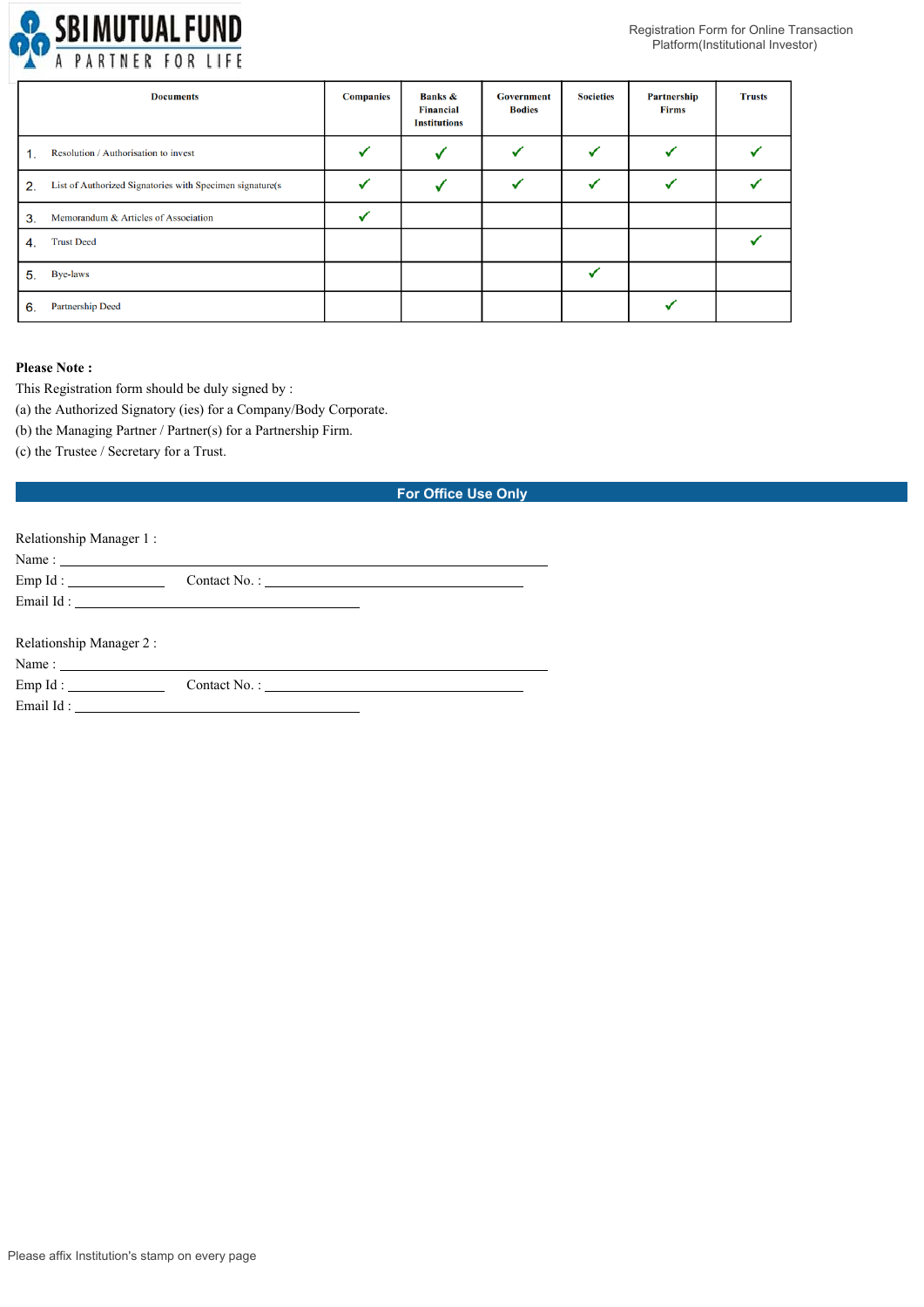| | Documents | Companies | Banks & Financial Institutions | Government Bodies | Societies | Partnership Firms | Trusts |
|---|---|---|---|---|---|---|---|
| 1. | Resolution / Authorisation to invest | ✓ | ✓ | ✓ | ✓ | ✓ | ✓ |
| 2. | List of Authorized Signatories with Specimen signature(s | ✓ | ✓ | ✓ | ✓ | ✓ | ✓ |
| 3. | Memorandum & Articles of Association | ✓ | | | | | |
| 4. | Trust Deed | | | | | | ✓ |
| 5. | Bye-laws | | | | ✓ | | |
| 6. | Partnership Deed | | | | | ✓ | |

**Please Note :**

This Registration form should be duly signed by :

(a) the Authorized Signatory (ies) for a Company/Body Corporate.

(b) the Managing Partner / Partner(s) for a Partnership Firm.

(c) the Trustee / Secretary for a Trust.

## For Office Use Only

Relationship Manager 1 :

Name : ______________________________________________

Emp Id : ____________ Contact No. : ______________________________

Email Id : ______________________________

Relationship Manager 2 :

Name : ______________________________________________

Emp Id : ____________ Contact No. : ______________________________

Email Id : ______________________________

Please affix Institution's stamp on every page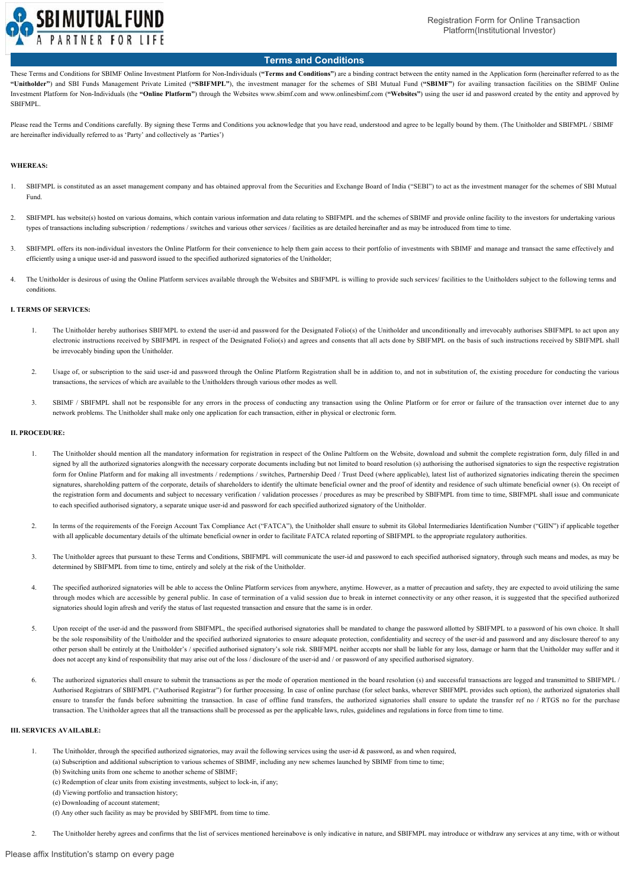## Terms and Conditions

These Terms and Conditions for SBIMF Online Investment Platform for Non-Individuals (**"Terms and Conditions"**) are a binding contract between the entity named in the Application form (hereinafter referred to as the **"Unitholder"**) and SBI Funds Management Private Limited (**"SBIFMPL"**), the investment manager for the schemes of SBI Mutual Fund (**"SBIMF"**) for availing transaction facilities on the SBIMF Online Investment Platform for Non-Individuals (the **"Online Platform"**) through the Websites www.sbimf.com and www.onlinesbimf.com (**"Websites"**) using the user id and password created by the entity and approved by SBIFMPL.

Please read the Terms and Conditions carefully. By signing these Terms and Conditions you acknowledge that you have read, understood and agree to be legally bound by them. (The Unitholder and SBIFMPL / SBIMF are hereinafter individually referred to as 'Party' and collectively as 'Parties')

**WHEREAS:**

1. SBIFMPL is constituted as an asset management company and has obtained approval from the Securities and Exchange Board of India ("SEBI") to act as the investment manager for the schemes of SBI Mutual Fund.
2. SBIFMPL has website(s) hosted on various domains, which contain various information and data relating to SBIFMPL and the schemes of SBIMF and provide online facility to the investors for undertaking various types of transactions including subscription / redemptions / switches and various other services / facilities as are detailed hereinafter and as may be introduced from time to time.
3. SBIFMPL offers its non-individual investors the Online Platform for their convenience to help them gain access to their portfolio of investments with SBIMF and manage and transact the same effectively and efficiently using a unique user-id and password issued to the specified authorized signatories of the Unitholder;
4. The Unitholder is desirous of using the Online Platform services available through the Websites and SBIFMPL is willing to provide such services/ facilities to the Unitholders subject to the following terms and conditions.

**I. TERMS OF SERVICES:**

1. The Unitholder hereby authorises SBIFMPL to extend the user-id and password for the Designated Folio(s) of the Unitholder and unconditionally and irrevocably authorises SBIFMPL to act upon any electronic instructions received by SBIFMPL in respect of the Designated Folio(s) and agrees and consents that all acts done by SBIFMPL on the basis of such instructions received by SBIFMPL shall be irrevocably binding upon the Unitholder.
2. Usage of, or subscription to the said user-id and password through the Online Platform Registration shall be in addition to, and not in substitution of, the existing procedure for conducting the various transactions, the services of which are available to the Unitholders through various other modes as well.
3. SBIMF / SBIFMPL shall not be responsible for any errors in the process of conducting any transaction using the Online Platform or for error or failure of the transaction over internet due to any network problems. The Unitholder shall make only one application for each transaction, either in physical or electronic form.

**II. PROCEDURE:**

1. The Unitholder should mention all the mandatory information for registration in respect of the Online Paltform on the Website, download and submit the complete registration form, duly filled in and signed by all the authorized signatories alongwith the necessary corporate documents including but not limited to board resolution (s) authorising the authorised signatories to sign the respective registration form for Online Platform and for making all investments / redemptions / switches, Partnership Deed / Trust Deed (where applicable), latest list of authorized signatories indicating therein the specimen signatures, shareholding pattern of the corporate, details of shareholders to identify the ultimate beneficial owner and the proof of identity and residence of such ultimate beneficial owner (s). On receipt of the registration form and documents and subject to necessary verification / validation processes / procedures as may be prescribed by SBIFMPL from time to time, SBIFMPL shall issue and communicate to each specified authorised signatory, a separate unique user-id and password for each specified authorized signatory of the Unitholder.
2. In terms of the requirements of the Foreign Account Tax Compliance Act ("FATCA"), the Unitholder shall ensure to submit its Global Intermediaries Identification Number ("GIIN") if applicable together with all applicable documentary details of the ultimate beneficial owner in order to facilitate FATCA related reporting of SBIFMPL to the appropriate regulatory authorities.
3. The Unitholder agrees that pursuant to these Terms and Conditions, SBIFMPL will communicate the user-id and password to each specified authorised signatory, through such means and modes, as may be determined by SBIFMPL from time to time, entirely and solely at the risk of the Unitholder.
4. The specified authorized signatories will be able to access the Online Platform services from anywhere, anytime. However, as a matter of precaution and safety, they are expected to avoid utilizing the same through modes which are accessible by general public. In case of termination of a valid session due to break in internet connectivity or any other reason, it is suggested that the specified authorized signatories should login afresh and verify the status of last requested transaction and ensure that the same is in order.
5. Upon receipt of the user-id and the password from SBIFMPL, the specified authorised signatories shall be mandated to change the password allotted by SBIFMPL to a password of his own choice. It shall be the sole responsibility of the Unitholder and the specified authorized signatories to ensure adequate protection, confidentiality and secrecy of the user-id and password and any disclosure thereof to any other person shall be entirely at the Unitholder's / specified authorised signatory's sole risk. SBIFMPL neither accepts nor shall be liable for any loss, damage or harm that the Unitholder may suffer and it does not accept any kind of responsibility that may arise out of the loss / disclosure of the user-id and / or password of any specified authorised signatory.
6. The authorized signatories shall ensure to submit the transactions as per the mode of operation mentioned in the board resolution (s) and successful transactions are logged and transmitted to SBIFMPL / Authorised Registrars of SBIFMPL ("Authorised Registrar") for further processing. In case of online purchase (for select banks, wherever SBIFMPL provides such option), the authorized signatories shall ensure to transfer the funds before submitting the transaction. In case of offline fund transfers, the authorized signatories shall ensure to update the transfer ref no / RTGS no for the purchase transaction. The Unitholder agrees that all the transactions shall be processed as per the applicable laws, rules, guidelines and regulations in force from time to time.

**III. SERVICES AVAILABLE:**

1. The Unitholder, through the specified authorized signatories, may avail the following services using the user-id & password, as and when required,
   (a) Subscription and additional subscription to various schemes of SBIMF, including any new schemes launched by SBIMF from time to time;
   (b) Switching units from one scheme to another scheme of SBIMF;
   (c) Redemption of clear units from existing investments, subject to lock-in, if any;
   (d) Viewing portfolio and transaction history;
   (e) Downloading of account statement;
   (f) Any other such facility as may be provided by SBIFMPL from time to time.
2. The Unitholder hereby agrees and confirms that the list of services mentioned hereinabove is only indicative in nature, and SBIFMPL may introduce or withdraw any services at any time, with or without

Please affix Institution's stamp on every page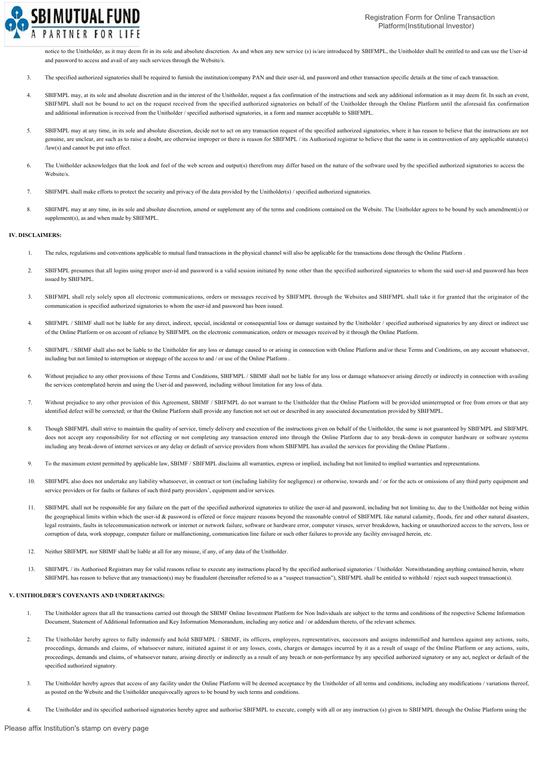notice to the Unitholder, as it may deem fit in its sole and absolute discretion. As and when any new service (s) is/are introduced by SBIFMPL, the Unitholder shall be entitled to and can use the User-id and password to access and avail of any such services through the Website/s.

3. The specified authorized signatories shall be required to furnish the institution/company PAN and their user-id, and password and other transaction specific details at the time of each transaction.

4. SBIFMPL may, at its sole and absolute discretion and in the interest of the Unitholder, request a fax confirmation of the instructions and seek any additional information as it may deem fit. In such an event, SBIFMPL shall not be bound to act on the request received from the specified authorized signatories on behalf of the Unitholder through the Online Platform until the aforesaid fax confirmation and additional information is received from the Unitholder / specified authorised signatories, in a form and manner acceptable to SBIFMPL.

5. SBIFMPL may at any time, in its sole and absolute discretion, decide not to act on any transaction request of the specified authorized signatories, where it has reason to believe that the instructions are not genuine, are unclear, are such as to raise a doubt, are otherwise improper or there is reason for SBIFMPL / its Authorised registrar to believe that the same is in contravention of any applicable statute(s) /law(s) and cannot be put into effect.

6. The Unitholder acknowledges that the look and feel of the web screen and output(s) therefrom may differ based on the nature of the software used by the specified authorized signatories to access the Website/s.

7. SBIFMPL shall make efforts to protect the security and privacy of the data provided by the Unitholder(s) / specified authorized signatories.

8. SBIFMPL may at any time, in its sole and absolute discretion, amend or supplement any of the terms and conditions contained on the Website. The Unitholder agrees to be bound by such amendment(s) or supplement(s), as and when made by SBIFMPL.

**IV. DISCLAIMERS:**

1. The rules, regulations and conventions applicable to mutual fund transactions in the physical channel will also be applicable for the transactions done through the Online Platform .

2. SBIFMPL presumes that all logins using proper user-id and password is a valid session initiated by none other than the specified authorized signatories to whom the said user-id and password has been issued by SBIFMPL.

3. SBIFMPL shall rely solely upon all electronic communications, orders or messages received by SBIFMPL through the Websites and SBIFMPL shall take it for granted that the originator of the communication is specified authorized signatories to whom the user-id and password has been issued.

4. SBIFMPL / SBIMF shall not be liable for any direct, indirect, special, incidental or consequential loss or damage sustained by the Unitholder / specified authorised signatories by any direct or indirect use of the Online Platform or on account of reliance by SBIFMPL on the electronic communication, orders or messages received by it through the Online Platform.

5. SBIFMPL / SBIMF shall also not be liable to the Unitholder for any loss or damage caused to or arising in connection with Online Platform and/or these Terms and Conditions, on any account whatsoever, including but not limited to interruption or stoppage of the access to and / or use of the Online Platform .

6. Without prejudice to any other provisions of these Terms and Conditions, SBIFMPL / SBIMF shall not be liable for any loss or damage whatsoever arising directly or indirectly in connection with availing the services contemplated herein and using the User-id and password, including without limitation for any loss of data.

7. Without prejudice to any other provision of this Agreement, SBIMF / SBIFMPL do not warrant to the Unitholder that the Online Platform will be provided uninterrupted or free from errors or that any identified defect will be corrected; or that the Online Platform shall provide any function not set out or described in any associated documentation provided by SBIFMPL.

8. Though SBIFMPL shall strive to maintain the quality of service, timely delivery and execution of the instructions given on behalf of the Unitholder, the same is not guaranteed by SBIFMPL and SBIFMPL does not accept any responsibility for not effecting or not completing any transaction entered into through the Online Platform due to any break-down in computer hardware or software systems including any break-down of internet services or any delay or default of service providers from whom SBIFMPL has availed the services for providing the Online Platform .

9. To the maximum extent permitted by applicable law, SBIMF / SBIFMPL disclaims all warranties, express or implied, including but not limited to implied warranties and representations.

10. SBIFMPL also does not undertake any liability whatsoever, in contract or tort (including liability for negligence) or otherwise, towards and / or for the acts or omissions of any third party equipment and service providers or for faults or failures of such third party providers', equipment and/or services.

11. SBIFMPL shall not be responsible for any failure on the part of the specified authorized signatories to utilize the user-id and password, including but not limiting to, due to the Unitholder not being within the geographical limits within which the user-id & password is offered or force majeure reasons beyond the reasonable control of SBIFMPL like natural calamity, floods, fire and other natural disasters, legal restraints, faults in telecommunication network or internet or network failure, software or hardware error, computer viruses, server breakdown, hacking or unauthorized access to the servers, loss or corruption of data, work stoppage, computer failure or malfunctioning, communication line failure or such other failures to provide any facility envisaged herein, etc.

12. Neither SBIFMPL nor SBIMF shall be liable at all for any misuse, if any, of any data of the Unitholder.

13. SBIFMPL / its Authorised Registrars may for valid reasons refuse to execute any instructions placed by the specified authorised signatories / Unitholder. Notwithstanding anything contained herein, where SBIFMPL has reason to believe that any transaction(s) may be fraudulent (hereinafter referred to as a "suspect transaction"), SBIFMPL shall be entitled to withhold / reject such suspect transaction(s).

**V. UNITHOLDER'S COVENANTS AND UNDERTAKINGS:**

1. The Unitholder agrees that all the transactions carried out through the SBIMF Online Investment Platform for Non Individuals are subject to the terms and conditions of the respective Scheme Information Document, Statement of Additional Information and Key Information Memorandum, including any notice and / or addendum thereto, of the relevant schemes.

2. The Unitholder hereby agrees to fully indemnify and hold SBIFMPL / SBIMF, its officers, employees, representatives, successors and assigns indemnified and harmless against any actions, suits, proceedings, demands and claims, of whatsoever nature, initiated against it or any losses, costs, charges or damages incurred by it as a result of usage of the Online Platform or any actions, suits, proceedings, demands and claims, of whatsoever nature, arising directly or indirectly as a result of any breach or non-performance by any specified authorized signatory or any act, neglect or default of the specified authorized signatory.

3. The Unitholder hereby agrees that access of any facility under the Online Platform will be deemed acceptance by the Unitholder of all terms and conditions, including any modifications / variations thereof, as posted on the Website and the Unitholder unequivocally agrees to be bound by such terms and conditions.

4. The Unitholder and its specified authorised signatories hereby agree and authorise SBIFMPL to execute, comply with all or any instruction (s) given to SBIFMPL through the Online Platform using the

Please affix Institution's stamp on every page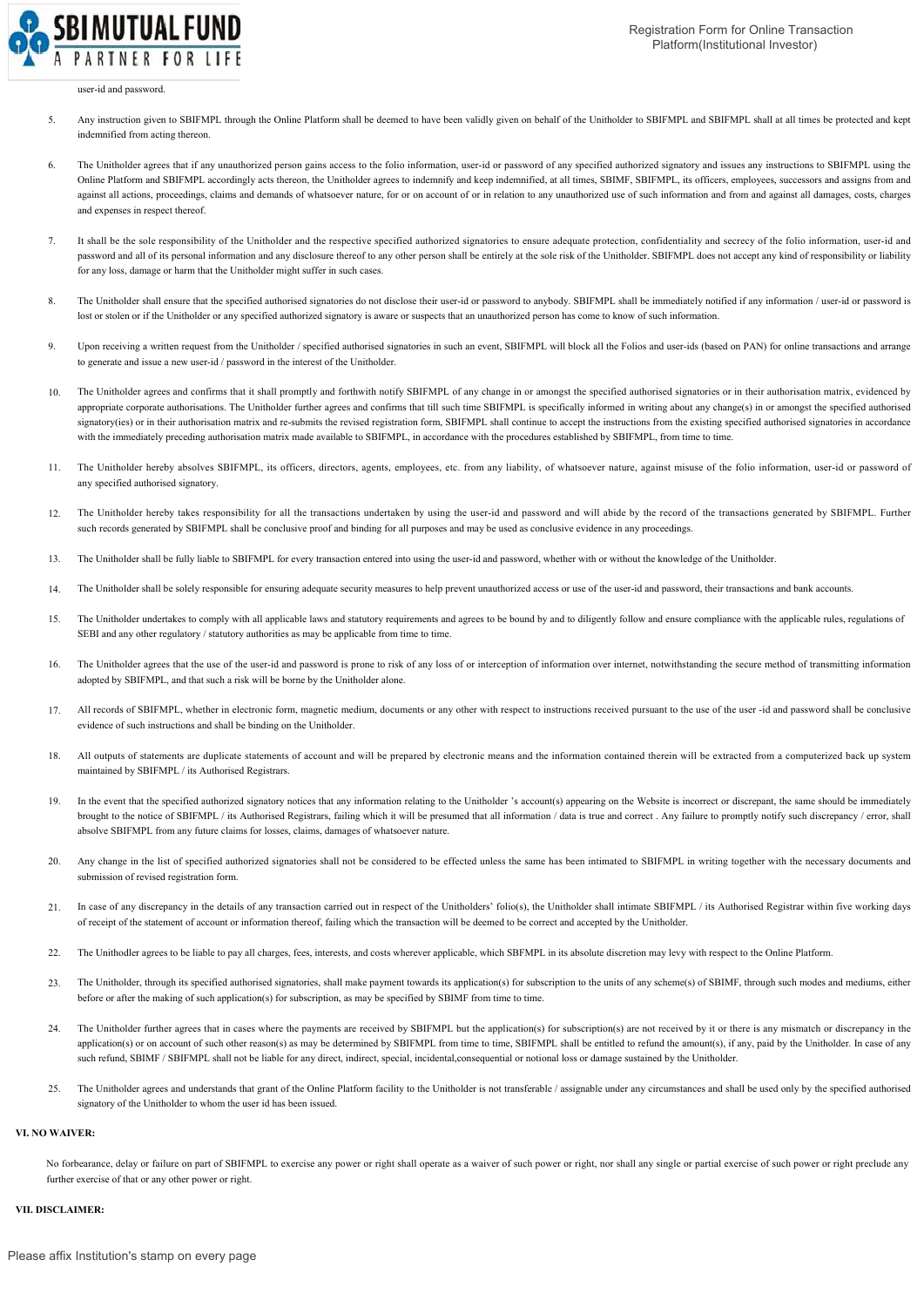user-id and password.

5. Any instruction given to SBIFMPL through the Online Platform shall be deemed to have been validly given on behalf of the Unitholder to SBIFMPL and SBIFMPL shall at all times be protected and kept indemnified from acting thereon.

6. The Unitholder agrees that if any unauthorized person gains access to the folio information, user-id or password of any specified authorized signatory and issues any instructions to SBIFMPL using the Online Platform and SBIFMPL accordingly acts thereon, the Unitholder agrees to indemnify and keep indemnified, at all times, SBIMF, SBIFMPL, its officers, employees, successors and assigns from and against all actions, proceedings, claims and demands of whatsoever nature, for or on account of or in relation to any unauthorized use of such information and from and against all damages, costs, charges and expenses in respect thereof.

7. It shall be the sole responsibility of the Unitholder and the respective specified authorized signatories to ensure adequate protection, confidentiality and secrecy of the folio information, user-id and password and all of its personal information and any disclosure thereof to any other person shall be entirely at the sole risk of the Unitholder. SBIFMPL does not accept any kind of responsibility or liability for any loss, damage or harm that the Unitholder might suffer in such cases.

8. The Unitholder shall ensure that the specified authorised signatories do not disclose their user-id or password to anybody. SBIFMPL shall be immediately notified if any information / user-id or password is lost or stolen or if the Unitholder or any specified authorized signatory is aware or suspects that an unauthorized person has come to know of such information.

9. Upon receiving a written request from the Unitholder / specified authorised signatories in such an event, SBIFMPL will block all the Folios and user-ids (based on PAN) for online transactions and arrange to generate and issue a new user-id / password in the interest of the Unitholder.

10. The Unitholder agrees and confirms that it shall promptly and forthwith notify SBIFMPL of any change in or amongst the specified authorised signatories or in their authorisation matrix, evidenced by appropriate corporate authorisations. The Unitholder further agrees and confirms that till such time SBIFMPL is specifically informed in writing about any change(s) in or amongst the specified authorised signatory(ies) or in their authorisation matrix and re-submits the revised registration form, SBIFMPL shall continue to accept the instructions from the existing specified authorised signatories in accordance with the immediately preceding authorisation matrix made available to SBIFMPL, in accordance with the procedures established by SBIFMPL, from time to time.

11. The Unitholder hereby absolves SBIFMPL, its officers, directors, agents, employees, etc. from any liability, of whatsoever nature, against misuse of the folio information, user-id or password of any specified authorised signatory.

12. The Unitholder hereby takes responsibility for all the transactions undertaken by using the user-id and password and will abide by the record of the transactions generated by SBIFMPL. Further such records generated by SBIFMPL shall be conclusive proof and binding for all purposes and may be used as conclusive evidence in any proceedings.

13. The Unitholder shall be fully liable to SBIFMPL for every transaction entered into using the user-id and password, whether with or without the knowledge of the Unitholder.

14. The Unitholder shall be solely responsible for ensuring adequate security measures to help prevent unauthorized access or use of the user-id and password, their transactions and bank accounts.

15. The Unitholder undertakes to comply with all applicable laws and statutory requirements and agrees to be bound by and to diligently follow and ensure compliance with the applicable rules, regulations of SEBI and any other regulatory / statutory authorities as may be applicable from time to time.

16. The Unitholder agrees that the use of the user-id and password is prone to risk of any loss of or interception of information over internet, notwithstanding the secure method of transmitting information adopted by SBIFMPL, and that such a risk will be borne by the Unitholder alone.

17. All records of SBIFMPL, whether in electronic form, magnetic medium, documents or any other with respect to instructions received pursuant to the use of the user -id and password shall be conclusive evidence of such instructions and shall be binding on the Unitholder.

18. All outputs of statements are duplicate statements of account and will be prepared by electronic means and the information contained therein will be extracted from a computerized back up system maintained by SBIFMPL / its Authorised Registrars.

19. In the event that the specified authorized signatory notices that any information relating to the Unitholder 's account(s) appearing on the Website is incorrect or discrepant, the same should be immediately brought to the notice of SBIFMPL / its Authorised Registrars, failing which it will be presumed that all information / data is true and correct . Any failure to promptly notify such discrepancy / error, shall absolve SBIFMPL from any future claims for losses, claims, damages of whatsoever nature.

20. Any change in the list of specified authorized signatories shall not be considered to be effected unless the same has been intimated to SBIFMPL in writing together with the necessary documents and submission of revised registration form.

21. In case of any discrepancy in the details of any transaction carried out in respect of the Unitholders' folio(s), the Unitholder shall intimate SBIFMPL / its Authorised Registrar within five working days of receipt of the statement of account or information thereof, failing which the transaction will be deemed to be correct and accepted by the Unitholder.

22. The Unithodler agrees to be liable to pay all charges, fees, interests, and costs wherever applicable, which SBFMPL in its absolute discretion may levy with respect to the Online Platform.

23. The Unitholder, through its specified authorised signatories, shall make payment towards its application(s) for subscription to the units of any scheme(s) of SBIMF, through such modes and mediums, either before or after the making of such application(s) for subscription, as may be specified by SBIMF from time to time.

24. The Unitholder further agrees that in cases where the payments are received by SBIFMPL but the application(s) for subscription(s) are not received by it or there is any mismatch or discrepancy in the application(s) or on account of such other reason(s) as may be determined by SBIFMPL from time to time, SBIFMPL shall be entitled to refund the amount(s), if any, paid by the Unitholder. In case of any such refund, SBIMF / SBIFMPL shall not be liable for any direct, indirect, special, incidental,consequential or notional loss or damage sustained by the Unitholder.

25. The Unitholder agrees and understands that grant of the Online Platform facility to the Unitholder is not transferable / assignable under any circumstances and shall be used only by the specified authorised signatory of the Unitholder to whom the user id has been issued.

**VI. NO WAIVER:**

No forbearance, delay or failure on part of SBIFMPL to exercise any power or right shall operate as a waiver of such power or right, nor shall any single or partial exercise of such power or right preclude any further exercise of that or any other power or right.

**VII. DISCLAIMER:**

Please affix Institution's stamp on every page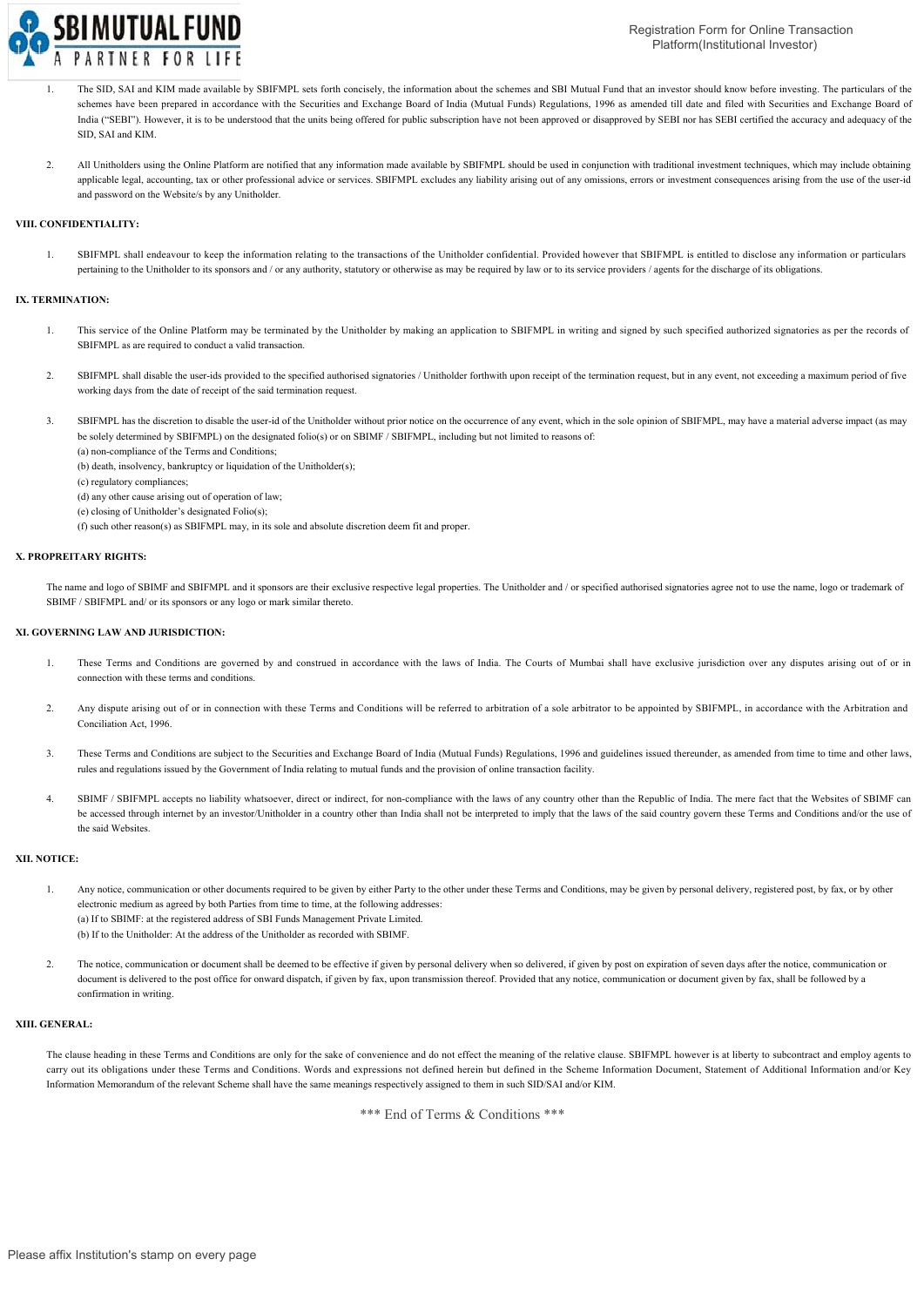1. The SID, SAI and KIM made available by SBIFMPL sets forth concisely, the information about the schemes and SBI Mutual Fund that an investor should know before investing. The particulars of the schemes have been prepared in accordance with the Securities and Exchange Board of India (Mutual Funds) Regulations, 1996 as amended till date and filed with Securities and Exchange Board of India ("SEBI"). However, it is to be understood that the units being offered for public subscription have not been approved or disapproved by SEBI nor has SEBI certified the accuracy and adequacy of the SID, SAI and KIM.

2. All Unitholders using the Online Platform are notified that any information made available by SBIFMPL should be used in conjunction with traditional investment techniques, which may include obtaining applicable legal, accounting, tax or other professional advice or services. SBIFMPL excludes any liability arising out of any omissions, errors or investment consequences arising from the use of the user-id and password on the Website/s by any Unitholder.

**VIII. CONFIDENTIALITY:**

1. SBIFMPL shall endeavour to keep the information relating to the transactions of the Unitholder confidential. Provided however that SBIFMPL is entitled to disclose any information or particulars pertaining to the Unitholder to its sponsors and / or any authority, statutory or otherwise as may be required by law or to its service providers / agents for the discharge of its obligations.

**IX. TERMINATION:**

1. This service of the Online Platform may be terminated by the Unitholder by making an application to SBIFMPL in writing and signed by such specified authorized signatories as per the records of SBIFMPL as are required to conduct a valid transaction.

2. SBIFMPL shall disable the user-ids provided to the specified authorised signatories / Unitholder forthwith upon receipt of the termination request, but in any event, not exceeding a maximum period of five working days from the date of receipt of the said termination request.

3. SBIFMPL has the discretion to disable the user-id of the Unitholder without prior notice on the occurrence of any event, which in the sole opinion of SBIFMPL, may have a material adverse impact (as may be solely determined by SBIFMPL) on the designated folio(s) or on SBIMF / SBIFMPL, including but not limited to reasons of:
   (a) non-compliance of the Terms and Conditions;
   (b) death, insolvency, bankruptcy or liquidation of the Unitholder(s);
   (c) regulatory compliances;
   (d) any other cause arising out of operation of law;
   (e) closing of Unitholder's designated Folio(s);
   (f) such other reason(s) as SBIFMPL may, in its sole and absolute discretion deem fit and proper.

**X. PROPREITARY RIGHTS:**

The name and logo of SBIMF and SBIFMPL and it sponsors are their exclusive respective legal properties. The Unitholder and / or specified authorised signatories agree not to use the name, logo or trademark of SBIMF / SBIFMPL and/ or its sponsors or any logo or mark similar thereto.

**XI. GOVERNING LAW AND JURISDICTION:**

1. These Terms and Conditions are governed by and construed in accordance with the laws of India. The Courts of Mumbai shall have exclusive jurisdiction over any disputes arising out of or in connection with these terms and conditions.

2. Any dispute arising out of or in connection with these Terms and Conditions will be referred to arbitration of a sole arbitrator to be appointed by SBIFMPL, in accordance with the Arbitration and Conciliation Act, 1996.

3. These Terms and Conditions are subject to the Securities and Exchange Board of India (Mutual Funds) Regulations, 1996 and guidelines issued thereunder, as amended from time to time and other laws, rules and regulations issued by the Government of India relating to mutual funds and the provision of online transaction facility.

4. SBIMF / SBIFMPL accepts no liability whatsoever, direct or indirect, for non-compliance with the laws of any country other than the Republic of India. The mere fact that the Websites of SBIMF can be accessed through internet by an investor/Unitholder in a country other than India shall not be interpreted to imply that the laws of the said country govern these Terms and Conditions and/or the use of the said Websites.

**XII. NOTICE:**

1. Any notice, communication or other documents required to be given by either Party to the other under these Terms and Conditions, may be given by personal delivery, registered post, by fax, or by other electronic medium as agreed by both Parties from time to time, at the following addresses:
   (a) If to SBIMF: at the registered address of SBI Funds Management Private Limited.
   (b) If to the Unitholder: At the address of the Unitholder as recorded with SBIMF.

2. The notice, communication or document shall be deemed to be effective if given by personal delivery when so delivered, if given by post on expiration of seven days after the notice, communication or document is delivered to the post office for onward dispatch, if given by fax, upon transmission thereof. Provided that any notice, communication or document given by fax, shall be followed by a confirmation in writing.

**XIII. GENERAL:**

The clause heading in these Terms and Conditions are only for the sake of convenience and do not effect the meaning of the relative clause. SBIFMPL however is at liberty to subcontract and employ agents to carry out its obligations under these Terms and Conditions. Words and expressions not defined herein but defined in the Scheme Information Document, Statement of Additional Information and/or Key Information Memorandum of the relevant Scheme shall have the same meanings respectively assigned to them in such SID/SAI and/or KIM.

\*\*\* End of Terms & Conditions \*\*\*

Please affix Institution's stamp on every page